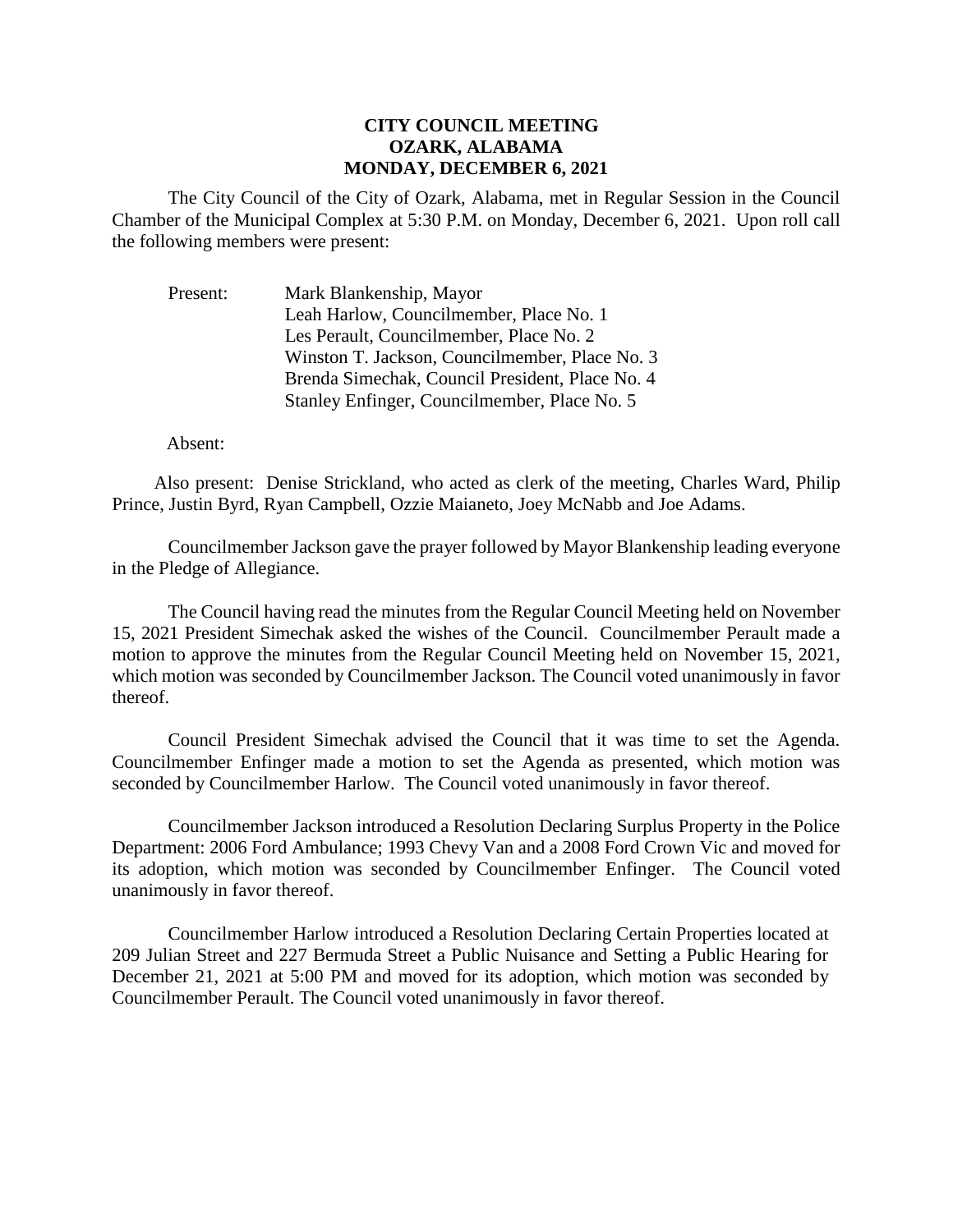**CITY COUNCIL MEETING**
**OZARK, ALABAMA**
**MONDAY, DECEMBER 6, 2021**

The City Council of the City of Ozark, Alabama, met in Regular Session in the Council Chamber of the Municipal Complex at 5:30 P.M. on Monday, December 6, 2021. Upon roll call the following members were present:

Present: Mark Blankenship, Mayor
Leah Harlow, Councilmember, Place No. 1
Les Perault, Councilmember, Place No. 2
Winston T. Jackson, Councilmember, Place No. 3
Brenda Simechak, Council President, Place No. 4
Stanley Enfinger, Councilmember, Place No. 5

Absent:

Also present: Denise Strickland, who acted as clerk of the meeting, Charles Ward, Philip Prince, Justin Byrd, Ryan Campbell, Ozzie Maianeto, Joey McNabb and Joe Adams.

Councilmember Jackson gave the prayer followed by Mayor Blankenship leading everyone in the Pledge of Allegiance.

The Council having read the minutes from the Regular Council Meeting held on November 15, 2021 President Simechak asked the wishes of the Council. Councilmember Perault made a motion to approve the minutes from the Regular Council Meeting held on November 15, 2021, which motion was seconded by Councilmember Jackson. The Council voted unanimously in favor thereof.

Council President Simechak advised the Council that it was time to set the Agenda. Councilmember Enfinger made a motion to set the Agenda as presented, which motion was seconded by Councilmember Harlow. The Council voted unanimously in favor thereof.

Councilmember Jackson introduced a Resolution Declaring Surplus Property in the Police Department: 2006 Ford Ambulance; 1993 Chevy Van and a 2008 Ford Crown Vic and moved for its adoption, which motion was seconded by Councilmember Enfinger. The Council voted unanimously in favor thereof.

Councilmember Harlow introduced a Resolution Declaring Certain Properties located at 209 Julian Street and 227 Bermuda Street a Public Nuisance and Setting a Public Hearing for December 21, 2021 at 5:00 PM and moved for its adoption, which motion was seconded by Councilmember Perault. The Council voted unanimously in favor thereof.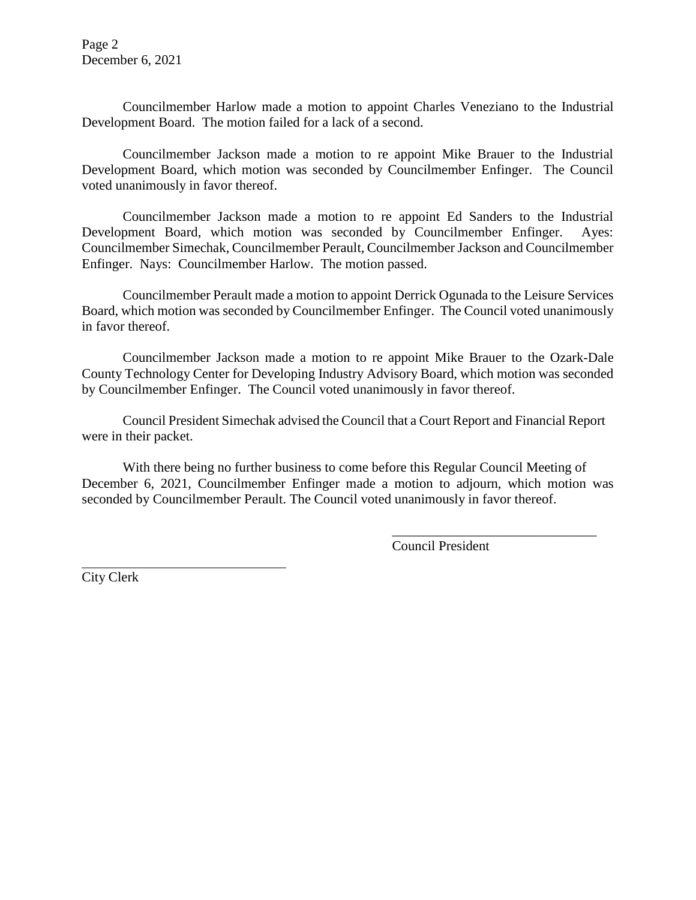Councilmember Harlow made a motion to appoint Charles Veneziano to the Industrial Development Board. The motion failed for a lack of a second.

Councilmember Jackson made a motion to re appoint Mike Brauer to the Industrial Development Board, which motion was seconded by Councilmember Enfinger. The Council voted unanimously in favor thereof.

Councilmember Jackson made a motion to re appoint Ed Sanders to the Industrial Development Board, which motion was seconded by Councilmember Enfinger. Ayes: Councilmember Simechak, Councilmember Perault, Councilmember Jackson and Councilmember Enfinger. Nays: Councilmember Harlow. The motion passed.

Councilmember Perault made a motion to appoint Derrick Ogunada to the Leisure Services Board, which motion was seconded by Councilmember Enfinger. The Council voted unanimously in favor thereof.

Councilmember Jackson made a motion to re appoint Mike Brauer to the Ozark-Dale County Technology Center for Developing Industry Advisory Board, which motion was seconded by Councilmember Enfinger. The Council voted unanimously in favor thereof.

Council President Simechak advised the Council that a Court Report and Financial Report were in their packet.

With there being no further business to come before this Regular Council Meeting of December 6, 2021, Councilmember Enfinger made a motion to adjourn, which motion was seconded by Councilmember Perault. The Council voted unanimously in favor thereof.

\_\_\_\_\_\_\_\_\_\_\_\_\_\_\_\_\_\_\_\_\_\_\_\_\_\_\_\_\_\_
Council President

\_\_\_\_\_\_\_\_\_\_\_\_\_\_\_\_\_\_\_\_\_\_\_\_\_\_\_\_\_\_
City Clerk